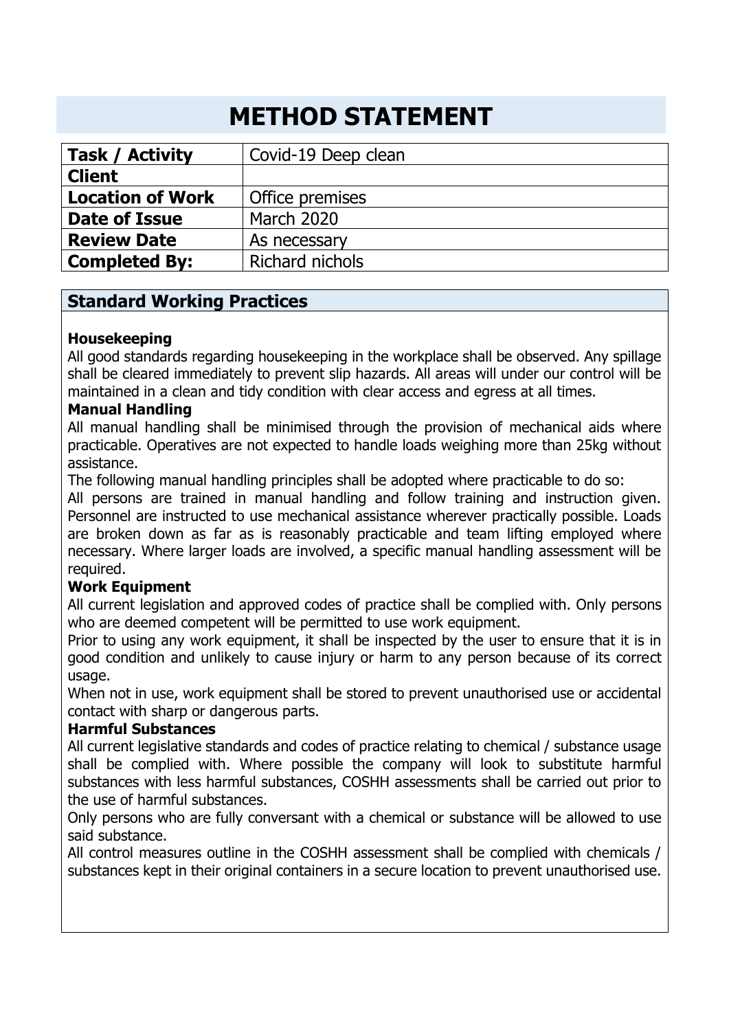# METHOD STATEMENT

| Task / Activity | Covid-19 Deep clean |
|---|---|
| Client | |
| Location of Work | Office premises |
| Date of Issue | March 2020 |
| Review Date | As necessary |
| Completed By: | Richard nichols |

## Standard Working Practices

**Housekeeping**

All good standards regarding housekeeping in the workplace shall be observed. Any spillage shall be cleared immediately to prevent slip hazards. All areas will under our control will be maintained in a clean and tidy condition with clear access and egress at all times.

**Manual Handling**

All manual handling shall be minimised through the provision of mechanical aids where practicable. Operatives are not expected to handle loads weighing more than 25kg without assistance.

The following manual handling principles shall be adopted where practicable to do so:

All persons are trained in manual handling and follow training and instruction given. Personnel are instructed to use mechanical assistance wherever practically possible. Loads are broken down as far as is reasonably practicable and team lifting employed where necessary. Where larger loads are involved, a specific manual handling assessment will be required.

**Work Equipment**

All current legislation and approved codes of practice shall be complied with. Only persons who are deemed competent will be permitted to use work equipment.

Prior to using any work equipment, it shall be inspected by the user to ensure that it is in good condition and unlikely to cause injury or harm to any person because of its correct usage.

When not in use, work equipment shall be stored to prevent unauthorised use or accidental contact with sharp or dangerous parts.

**Harmful Substances**

All current legislative standards and codes of practice relating to chemical / substance usage shall be complied with. Where possible the company will look to substitute harmful substances with less harmful substances, COSHH assessments shall be carried out prior to the use of harmful substances.

Only persons who are fully conversant with a chemical or substance will be allowed to use said substance.

All control measures outline in the COSHH assessment shall be complied with chemicals / substances kept in their original containers in a secure location to prevent unauthorised use.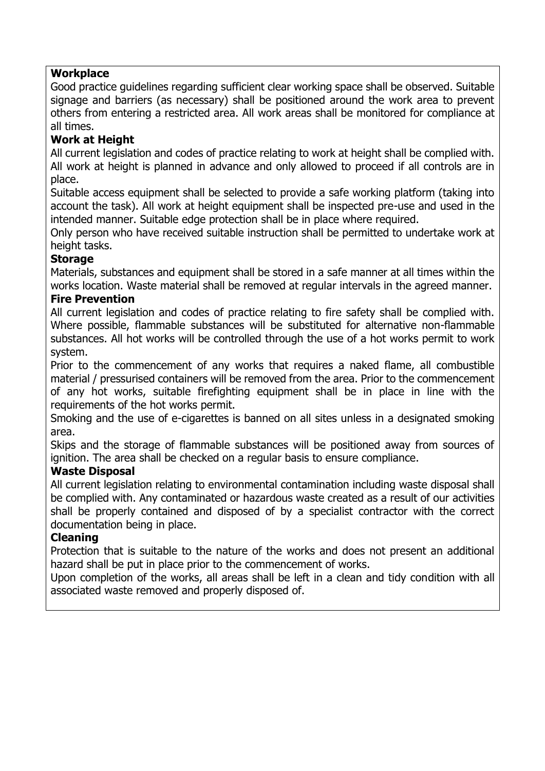**Workplace**

Good practice guidelines regarding sufficient clear working space shall be observed. Suitable signage and barriers (as necessary) shall be positioned around the work area to prevent others from entering a restricted area. All work areas shall be monitored for compliance at all times.

**Work at Height**

All current legislation and codes of practice relating to work at height shall be complied with. All work at height is planned in advance and only allowed to proceed if all controls are in place.

Suitable access equipment shall be selected to provide a safe working platform (taking into account the task). All work at height equipment shall be inspected pre-use and used in the intended manner. Suitable edge protection shall be in place where required.

Only person who have received suitable instruction shall be permitted to undertake work at height tasks.

**Storage**

Materials, substances and equipment shall be stored in a safe manner at all times within the works location. Waste material shall be removed at regular intervals in the agreed manner.

**Fire Prevention**

All current legislation and codes of practice relating to fire safety shall be complied with. Where possible, flammable substances will be substituted for alternative non-flammable substances. All hot works will be controlled through the use of a hot works permit to work system.

Prior to the commencement of any works that requires a naked flame, all combustible material / pressurised containers will be removed from the area. Prior to the commencement of any hot works, suitable firefighting equipment shall be in place in line with the requirements of the hot works permit.

Smoking and the use of e-cigarettes is banned on all sites unless in a designated smoking area.

Skips and the storage of flammable substances will be positioned away from sources of ignition. The area shall be checked on a regular basis to ensure compliance.

**Waste Disposal**

All current legislation relating to environmental contamination including waste disposal shall be complied with. Any contaminated or hazardous waste created as a result of our activities shall be properly contained and disposed of by a specialist contractor with the correct documentation being in place.

**Cleaning**

Protection that is suitable to the nature of the works and does not present an additional hazard shall be put in place prior to the commencement of works.

Upon completion of the works, all areas shall be left in a clean and tidy condition with all associated waste removed and properly disposed of.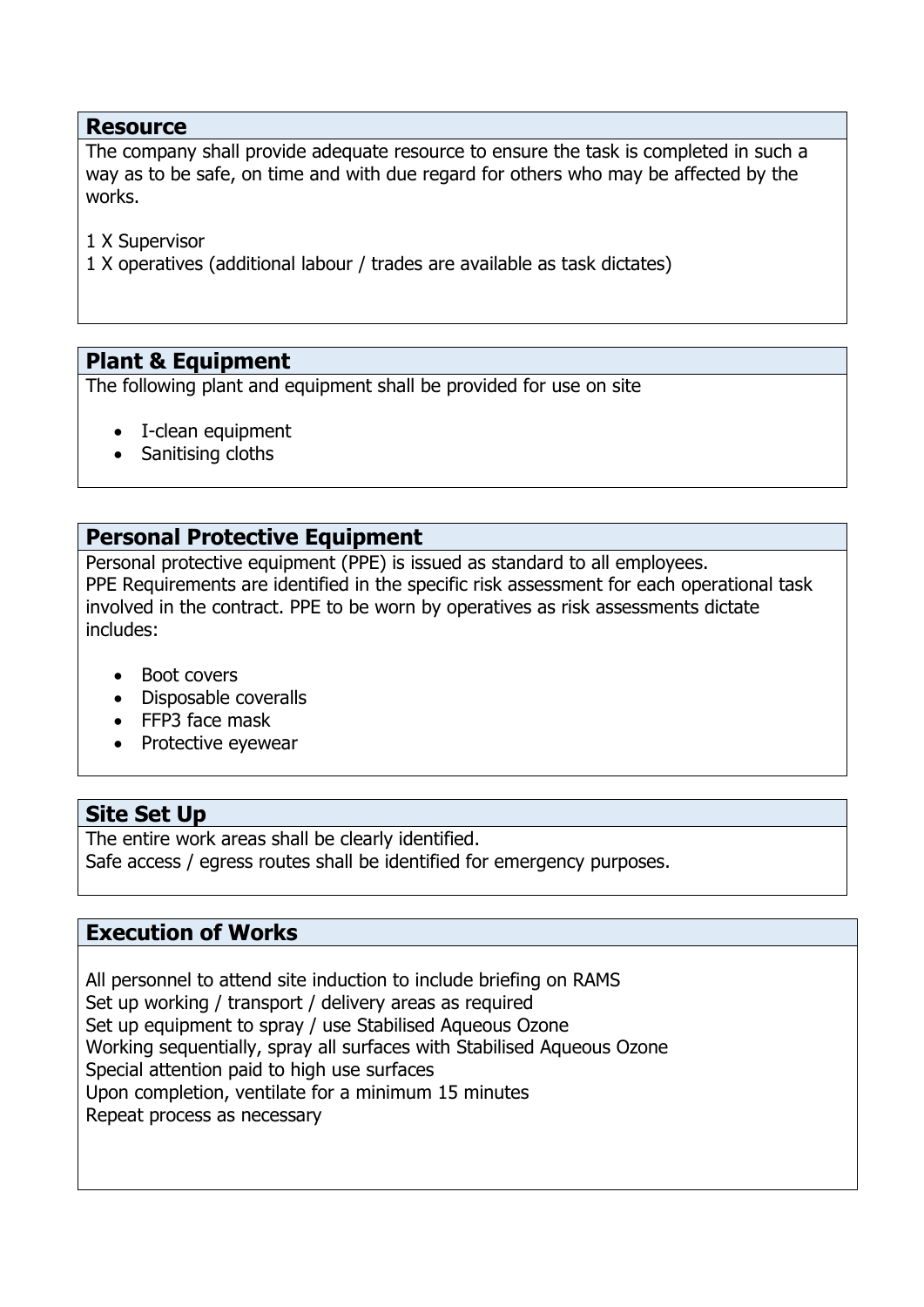## Resource

The company shall provide adequate resource to ensure the task is completed in such a way as to be safe, on time and with due regard for others who may be affected by the works.

1 X Supervisor
1 X operatives (additional labour / trades are available as task dictates)

## Plant & Equipment

The following plant and equipment shall be provided for use on site

- I-clean equipment
- Sanitising cloths

## Personal Protective Equipment

Personal protective equipment (PPE) is issued as standard to all employees.
PPE Requirements are identified in the specific risk assessment for each operational task involved in the contract. PPE to be worn by operatives as risk assessments dictate includes:

- Boot covers
- Disposable coveralls
- FFP3 face mask
- Protective eyewear

## Site Set Up

The entire work areas shall be clearly identified.
Safe access / egress routes shall be identified for emergency purposes.

## Execution of Works

All personnel to attend site induction to include briefing on RAMS
Set up working / transport / delivery areas as required
Set up equipment to spray / use Stabilised Aqueous Ozone
Working sequentially, spray all surfaces with Stabilised Aqueous Ozone
Special attention paid to high use surfaces
Upon completion, ventilate for a minimum 15 minutes
Repeat process as necessary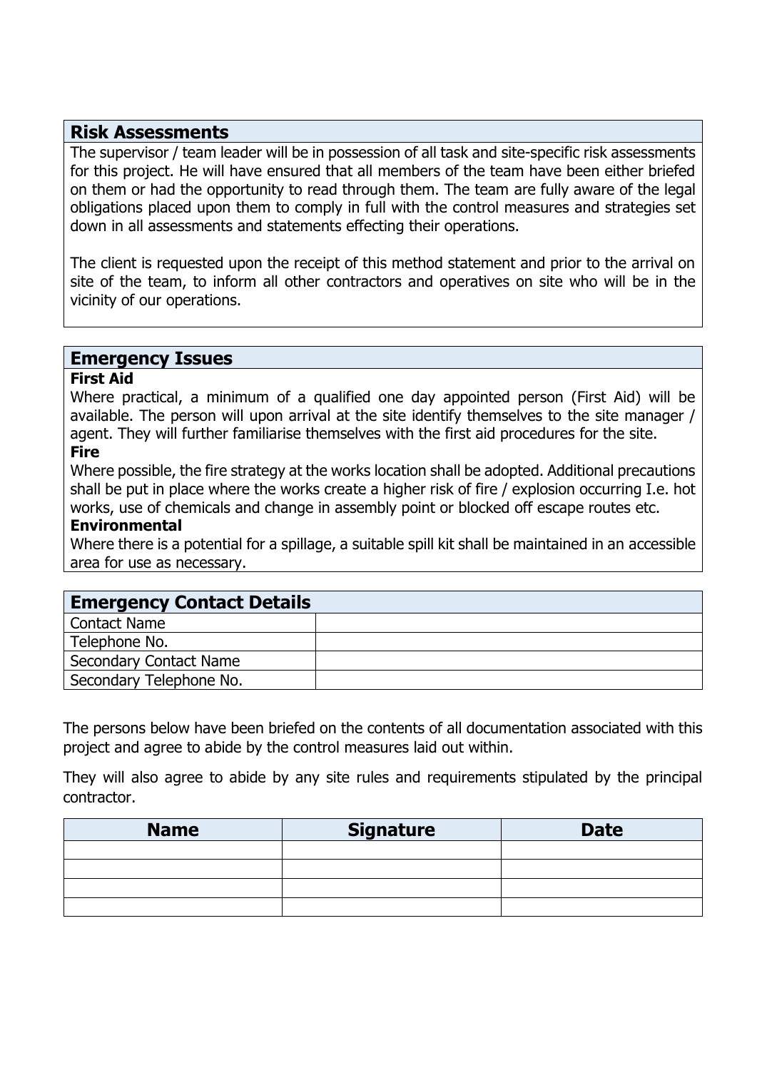## Risk Assessments

The supervisor / team leader will be in possession of all task and site-specific risk assessments for this project. He will have ensured that all members of the team have been either briefed on them or had the opportunity to read through them. The team are fully aware of the legal obligations placed upon them to comply in full with the control measures and strategies set down in all assessments and statements effecting their operations.

The client is requested upon the receipt of this method statement and prior to the arrival on site of the team, to inform all other contractors and operatives on site who will be in the vicinity of our operations.

## Emergency Issues

**First Aid**

Where practical, a minimum of a qualified one day appointed person (First Aid) will be available. The person will upon arrival at the site identify themselves to the site manager / agent. They will further familiarise themselves with the first aid procedures for the site.

**Fire**

Where possible, the fire strategy at the works location shall be adopted. Additional precautions shall be put in place where the works create a higher risk of fire / explosion occurring I.e. hot works, use of chemicals and change in assembly point or blocked off escape routes etc.

**Environmental**

Where there is a potential for a spillage, a suitable spill kit shall be maintained in an accessible area for use as necessary.

| Emergency Contact Details | |
|---|---|
| Contact Name | |
| Telephone No. | |
| Secondary Contact Name | |
| Secondary Telephone No. | |

The persons below have been briefed on the contents of all documentation associated with this project and agree to abide by the control measures laid out within.

They will also agree to abide by any site rules and requirements stipulated by the principal contractor.

| Name | Signature | Date |
|---|---|---|
| | | |
| | | |
| | | |
| | | |